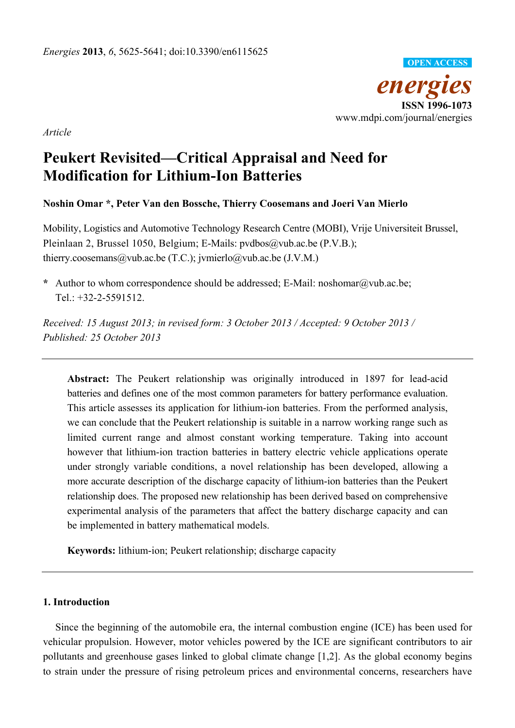*Energies* **2013**, *6*, 5625-5641; doi:10.3390/en6115625

OPEN ACCESS

*energies*

**ISSN 1996-1073**

www.mdpi.com/journal/energies

*Article*

# Peukert Revisited—Critical Appraisal and Need for Modification for Lithium-Ion Batteries

**Noshin Omar \*, Peter Van den Bossche, Thierry Coosemans and Joeri Van Mierlo**

Mobility, Logistics and Automotive Technology Research Centre (MOBI), Vrije Universiteit Brussel, Pleinlaan 2, Brussel 1050, Belgium; E-Mails: pvdbos@vub.ac.be (P.V.B.); thierry.coosemans@vub.ac.be (T.C.); jvmierlo@vub.ac.be (J.V.M.)

**\*** Author to whom correspondence should be addressed; E-Mail: noshomar@vub.ac.be; Tel.: +32-2-5591512.

*Received: 15 August 2013; in revised form: 3 October 2013 / Accepted: 9 October 2013 / Published: 25 October 2013*

---

**Abstract:** The Peukert relationship was originally introduced in 1897 for lead-acid batteries and defines one of the most common parameters for battery performance evaluation. This article assesses its application for lithium-ion batteries. From the performed analysis, we can conclude that the Peukert relationship is suitable in a narrow working range such as limited current range and almost constant working temperature. Taking into account however that lithium-ion traction batteries in battery electric vehicle applications operate under strongly variable conditions, a novel relationship has been developed, allowing a more accurate description of the discharge capacity of lithium-ion batteries than the Peukert relationship does. The proposed new relationship has been derived based on comprehensive experimental analysis of the parameters that affect the battery discharge capacity and can be implemented in battery mathematical models.

**Keywords:** lithium-ion; Peukert relationship; discharge capacity

---

## 1. Introduction

Since the beginning of the automobile era, the internal combustion engine (ICE) has been used for vehicular propulsion. However, motor vehicles powered by the ICE are significant contributors to air pollutants and greenhouse gases linked to global climate change [1,2]. As the global economy begins to strain under the pressure of rising petroleum prices and environmental concerns, researchers have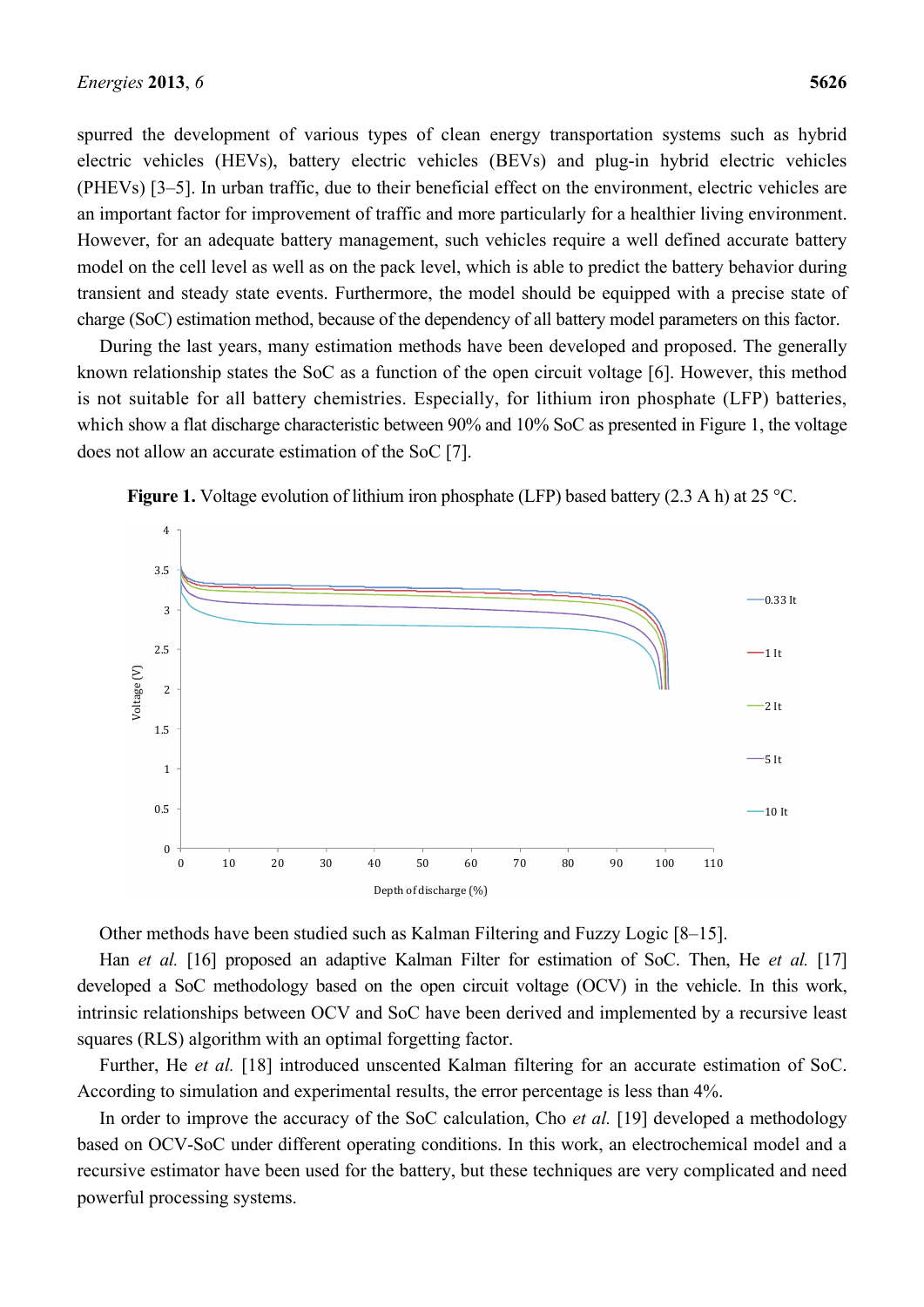spurred the development of various types of clean energy transportation systems such as hybrid electric vehicles (HEVs), battery electric vehicles (BEVs) and plug-in hybrid electric vehicles (PHEVs) [3–5]. In urban traffic, due to their beneficial effect on the environment, electric vehicles are an important factor for improvement of traffic and more particularly for a healthier living environment. However, for an adequate battery management, such vehicles require a well defined accurate battery model on the cell level as well as on the pack level, which is able to predict the battery behavior during transient and steady state events. Furthermore, the model should be equipped with a precise state of charge (SoC) estimation method, because of the dependency of all battery model parameters on this factor.

During the last years, many estimation methods have been developed and proposed. The generally known relationship states the SoC as a function of the open circuit voltage [6]. However, this method is not suitable for all battery chemistries. Especially, for lithium iron phosphate (LFP) batteries, which show a flat discharge characteristic between 90% and 10% SoC as presented in Figure 1, the voltage does not allow an accurate estimation of the SoC [7].

**Figure 1.** Voltage evolution of lithium iron phosphate (LFP) based battery (2.3 A h) at 25 °C.

Other methods have been studied such as Kalman Filtering and Fuzzy Logic [8–15].

Han *et al.* [16] proposed an adaptive Kalman Filter for estimation of SoC. Then, He *et al.* [17] developed a SoC methodology based on the open circuit voltage (OCV) in the vehicle. In this work, intrinsic relationships between OCV and SoC have been derived and implemented by a recursive least squares (RLS) algorithm with an optimal forgetting factor.

Further, He *et al.* [18] introduced unscented Kalman filtering for an accurate estimation of SoC. According to simulation and experimental results, the error percentage is less than 4%.

In order to improve the accuracy of the SoC calculation, Cho *et al.* [19] developed a methodology based on OCV-SoC under different operating conditions. In this work, an electrochemical model and a recursive estimator have been used for the battery, but these techniques are very complicated and need powerful processing systems.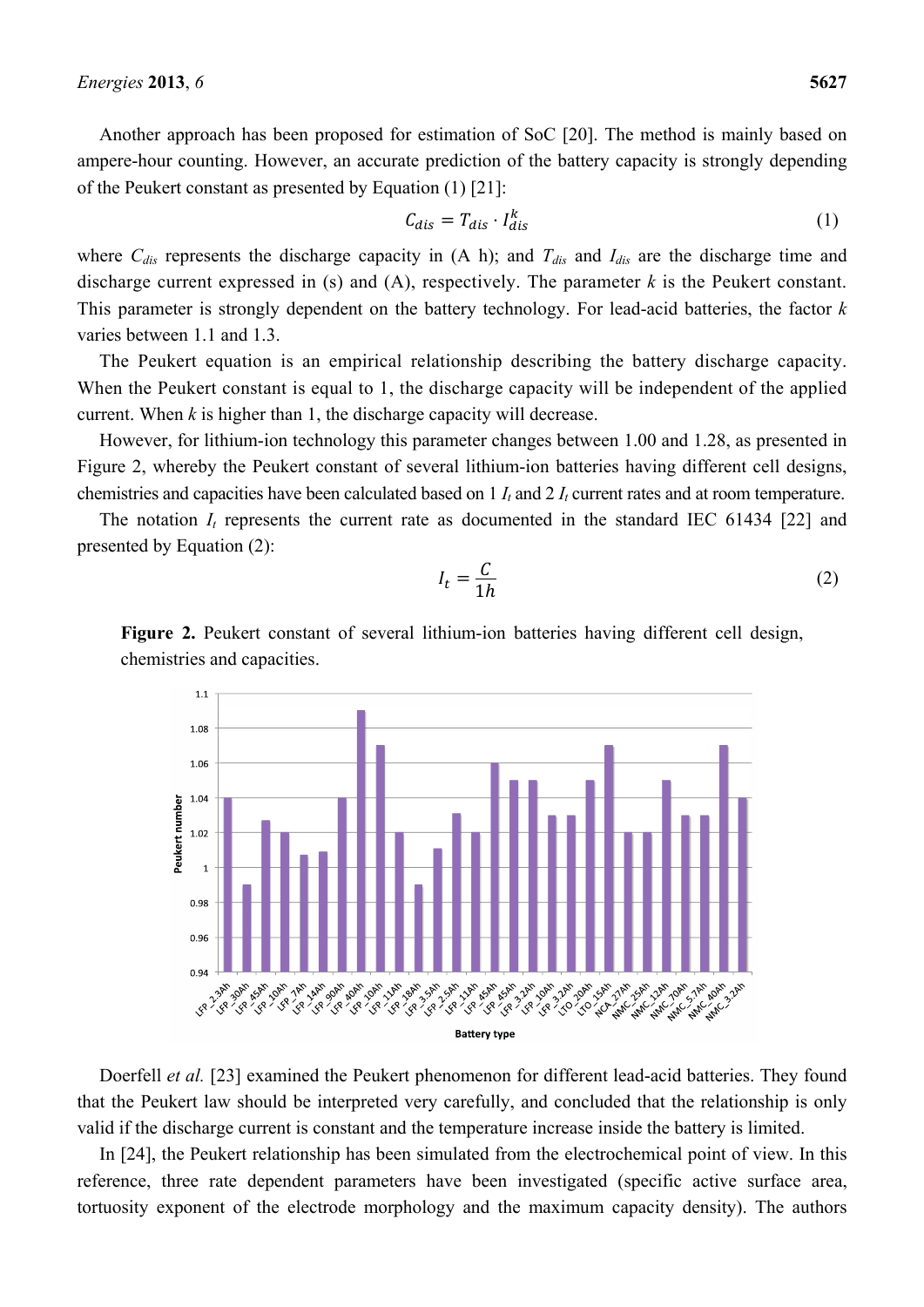Another approach has been proposed for estimation of SoC [20]. The method is mainly based on ampere-hour counting. However, an accurate prediction of the battery capacity is strongly depending of the Peukert constant as presented by Equation (1) [21]:

$$C_{dis} = T_{dis} \cdot I_{dis}^{k} \tag{1}$$

where $C_{dis}$ represents the discharge capacity in (A h); and $T_{dis}$ and $I_{dis}$ are the discharge time and discharge current expressed in (s) and (A), respectively. The parameter $k$ is the Peukert constant. This parameter is strongly dependent on the battery technology. For lead-acid batteries, the factor $k$ varies between 1.1 and 1.3.

The Peukert equation is an empirical relationship describing the battery discharge capacity. When the Peukert constant is equal to 1, the discharge capacity will be independent of the applied current. When $k$ is higher than 1, the discharge capacity will decrease.

However, for lithium-ion technology this parameter changes between 1.00 and 1.28, as presented in Figure 2, whereby the Peukert constant of several lithium-ion batteries having different cell designs, chemistries and capacities have been calculated based on 1 $I_t$ and 2 $I_t$ current rates and at room temperature.

The notation $I_t$ represents the current rate as documented in the standard IEC 61434 [22] and presented by Equation (2):

$$I_t = \frac{C}{1h} \tag{2}$$

**Figure 2.** Peukert constant of several lithium-ion batteries having different cell design, chemistries and capacities.

Doerfell *et al.* [23] examined the Peukert phenomenon for different lead-acid batteries. They found that the Peukert law should be interpreted very carefully, and concluded that the relationship is only valid if the discharge current is constant and the temperature increase inside the battery is limited.

In [24], the Peukert relationship has been simulated from the electrochemical point of view. In this reference, three rate dependent parameters have been investigated (specific active surface area, tortuosity exponent of the electrode morphology and the maximum capacity density). The authors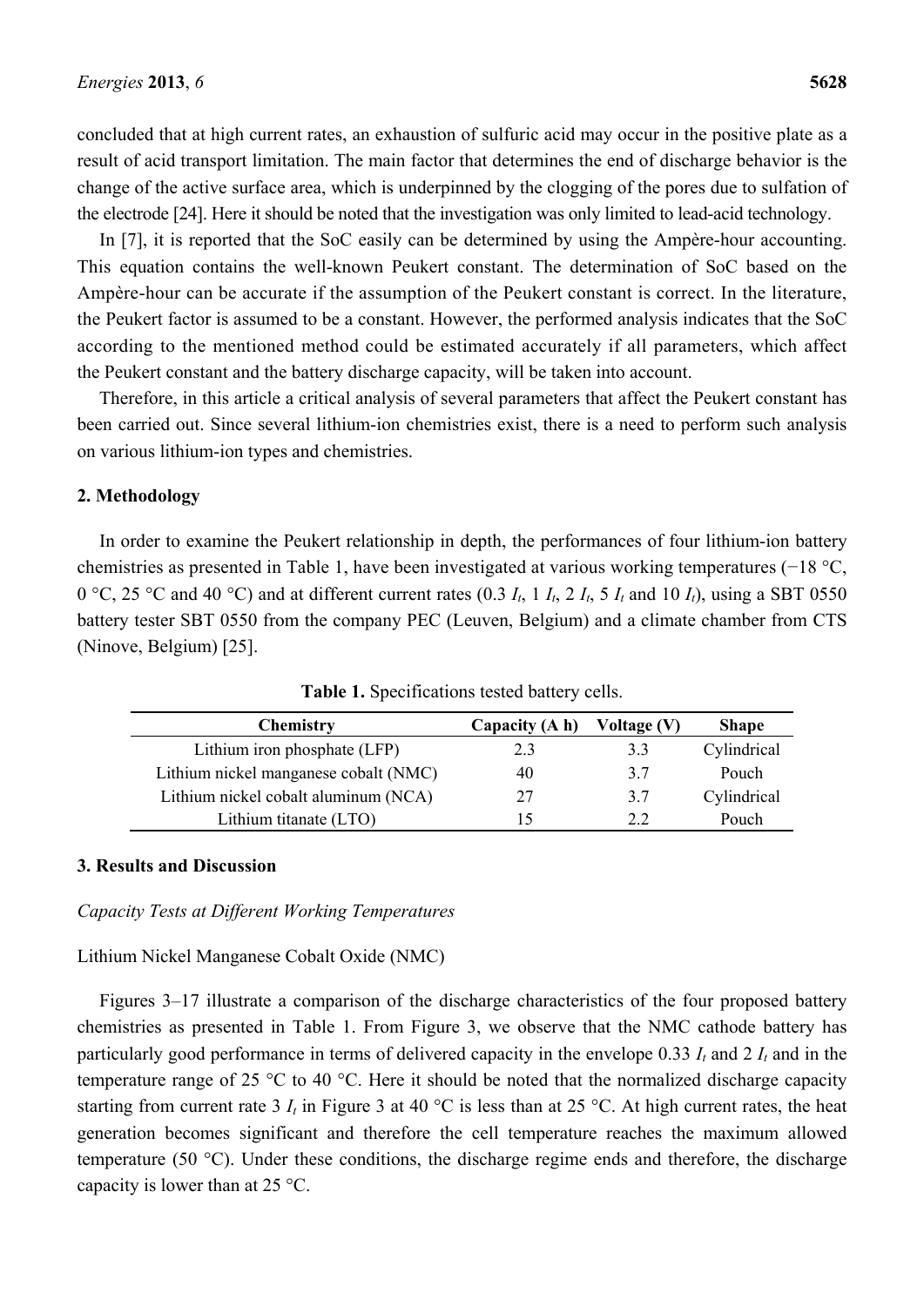concluded that at high current rates, an exhaustion of sulfuric acid may occur in the positive plate as a result of acid transport limitation. The main factor that determines the end of discharge behavior is the change of the active surface area, which is underpinned by the clogging of the pores due to sulfation of the electrode [24]. Here it should be noted that the investigation was only limited to lead-acid technology.

In [7], it is reported that the SoC easily can be determined by using the Ampère-hour accounting. This equation contains the well-known Peukert constant. The determination of SoC based on the Ampère-hour can be accurate if the assumption of the Peukert constant is correct. In the literature, the Peukert factor is assumed to be a constant. However, the performed analysis indicates that the SoC according to the mentioned method could be estimated accurately if all parameters, which affect the Peukert constant and the battery discharge capacity, will be taken into account.

Therefore, in this article a critical analysis of several parameters that affect the Peukert constant has been carried out. Since several lithium-ion chemistries exist, there is a need to perform such analysis on various lithium-ion types and chemistries.

## 2. Methodology

In order to examine the Peukert relationship in depth, the performances of four lithium-ion battery chemistries as presented in Table 1, have been investigated at various working temperatures (−18 °C, 0 °C, 25 °C and 40 °C) and at different current rates (0.3 $I_t$, 1 $I_t$, 2 $I_t$, 5 $I_t$ and 10 $I_t$), using a SBT 0550 battery tester SBT 0550 from the company PEC (Leuven, Belgium) and a climate chamber from CTS (Ninove, Belgium) [25].

**Table 1.** Specifications tested battery cells.

| Chemistry | Capacity (A h) | Voltage (V) | Shape |
|---|---|---|---|
| Lithium iron phosphate (LFP) | 2.3 | 3.3 | Cylindrical |
| Lithium nickel manganese cobalt (NMC) | 40 | 3.7 | Pouch |
| Lithium nickel cobalt aluminum (NCA) | 27 | 3.7 | Cylindrical |
| Lithium titanate (LTO) | 15 | 2.2 | Pouch |

## 3. Results and Discussion

*Capacity Tests at Different Working Temperatures*

Lithium Nickel Manganese Cobalt Oxide (NMC)

Figures 3–17 illustrate a comparison of the discharge characteristics of the four proposed battery chemistries as presented in Table 1. From Figure 3, we observe that the NMC cathode battery has particularly good performance in terms of delivered capacity in the envelope 0.33 $I_t$ and 2 $I_t$ and in the temperature range of 25 °C to 40 °C. Here it should be noted that the normalized discharge capacity starting from current rate 3 $I_t$ in Figure 3 at 40 °C is less than at 25 °C. At high current rates, the heat generation becomes significant and therefore the cell temperature reaches the maximum allowed temperature (50 °C). Under these conditions, the discharge regime ends and therefore, the discharge capacity is lower than at 25 °C.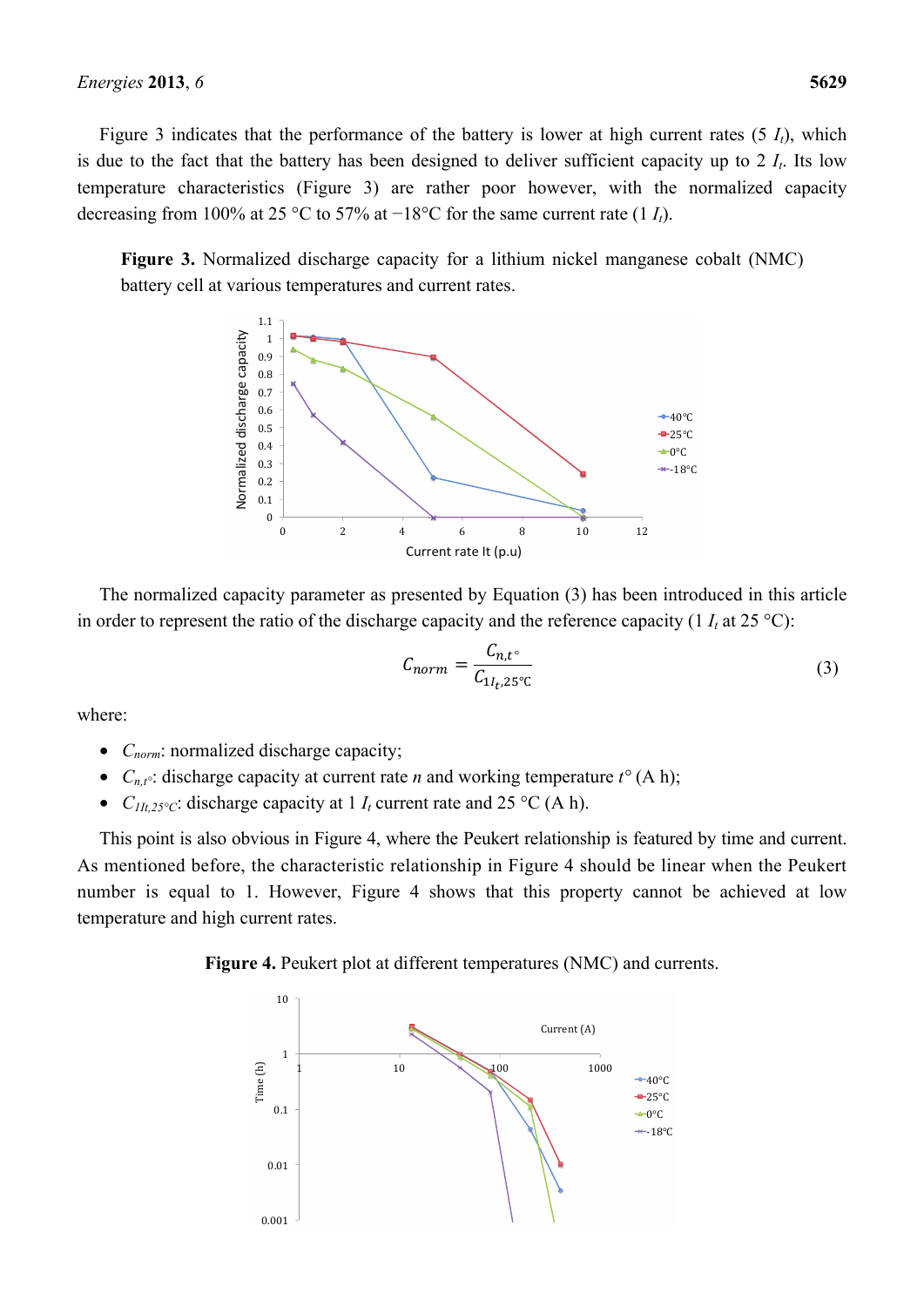Figure 3 indicates that the performance of the battery is lower at high current rates (5 $I_t$), which is due to the fact that the battery has been designed to deliver sufficient capacity up to 2 $I_t$. Its low temperature characteristics (Figure 3) are rather poor however, with the normalized capacity decreasing from 100% at 25 °C to 57% at −18°C for the same current rate (1 $I_t$).

**Figure 3.** Normalized discharge capacity for a lithium nickel manganese cobalt (NMC) battery cell at various temperatures and current rates.

The normalized capacity parameter as presented by Equation (3) has been introduced in this article in order to represent the ratio of the discharge capacity and the reference capacity (1 $I_t$ at 25 °C):

$$C_{norm} = \frac{C_{n,t^\circ}}{C_{1I_t,25^\circ C}} \tag{3}$$

where:

- $C_{norm}$: normalized discharge capacity;
- $C_{n,t^\circ}$: discharge capacity at current rate $n$ and working temperature $t°$ (A h);
- $C_{1It,25^\circ C}$: discharge capacity at 1 $I_t$ current rate and 25 °C (A h).

This point is also obvious in Figure 4, where the Peukert relationship is featured by time and current. As mentioned before, the characteristic relationship in Figure 4 should be linear when the Peukert number is equal to 1. However, Figure 4 shows that this property cannot be achieved at low temperature and high current rates.

**Figure 4.** Peukert plot at different temperatures (NMC) and currents.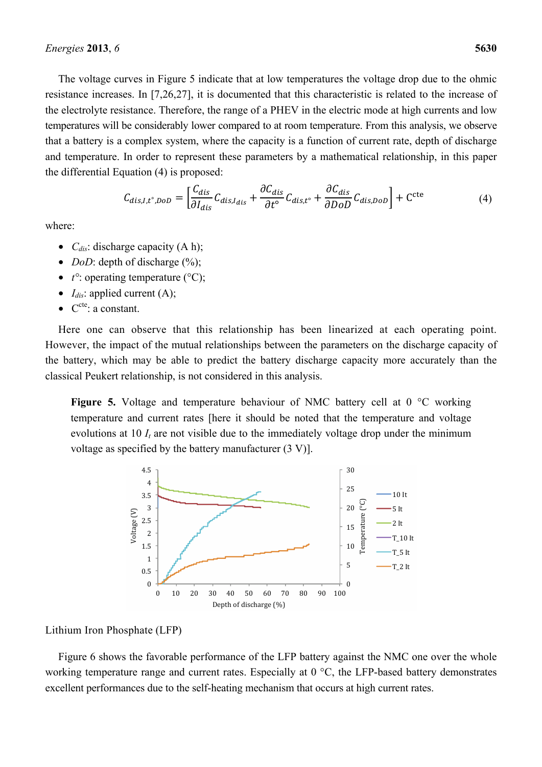The voltage curves in Figure 5 indicate that at low temperatures the voltage drop due to the ohmic resistance increases. In [7,26,27], it is documented that this characteristic is related to the increase of the electrolyte resistance. Therefore, the range of a PHEV in the electric mode at high currents and low temperatures will be considerably lower compared to at room temperature. From this analysis, we observe that a battery is a complex system, where the capacity is a function of current rate, depth of discharge and temperature. In order to represent these parameters by a mathematical relationship, in this paper the differential Equation (4) is proposed:

$$C_{dis,I,t^{\circ},DoD} = \left[\frac{C_{dis}}{\partial I_{dis}} C_{dis,I_{dis}} + \frac{\partial C_{dis}}{\partial t^{\circ}} C_{dis,t^{\circ}} + \frac{\partial C_{dis}}{\partial DoD} C_{dis,DoD}\right] + C^{cte} \quad (4)$$

where:

- $C_{dis}$: discharge capacity (A h);
- $DoD$: depth of discharge (%);
- $t^{\circ}$: operating temperature (°C);
- $I_{dis}$: applied current (A);
- $C^{cte}$: a constant.

Here one can observe that this relationship has been linearized at each operating point. However, the impact of the mutual relationships between the parameters on the discharge capacity of the battery, which may be able to predict the battery discharge capacity more accurately than the classical Peukert relationship, is not considered in this analysis.

**Figure 5.** Voltage and temperature behaviour of NMC battery cell at 0 °C working temperature and current rates [here it should be noted that the temperature and voltage evolutions at 10 $I_t$ are not visible due to the immediately voltage drop under the minimum voltage as specified by the battery manufacturer (3 V)].

Lithium Iron Phosphate (LFP)

Figure 6 shows the favorable performance of the LFP battery against the NMC one over the whole working temperature range and current rates. Especially at 0 °C, the LFP-based battery demonstrates excellent performances due to the self-heating mechanism that occurs at high current rates.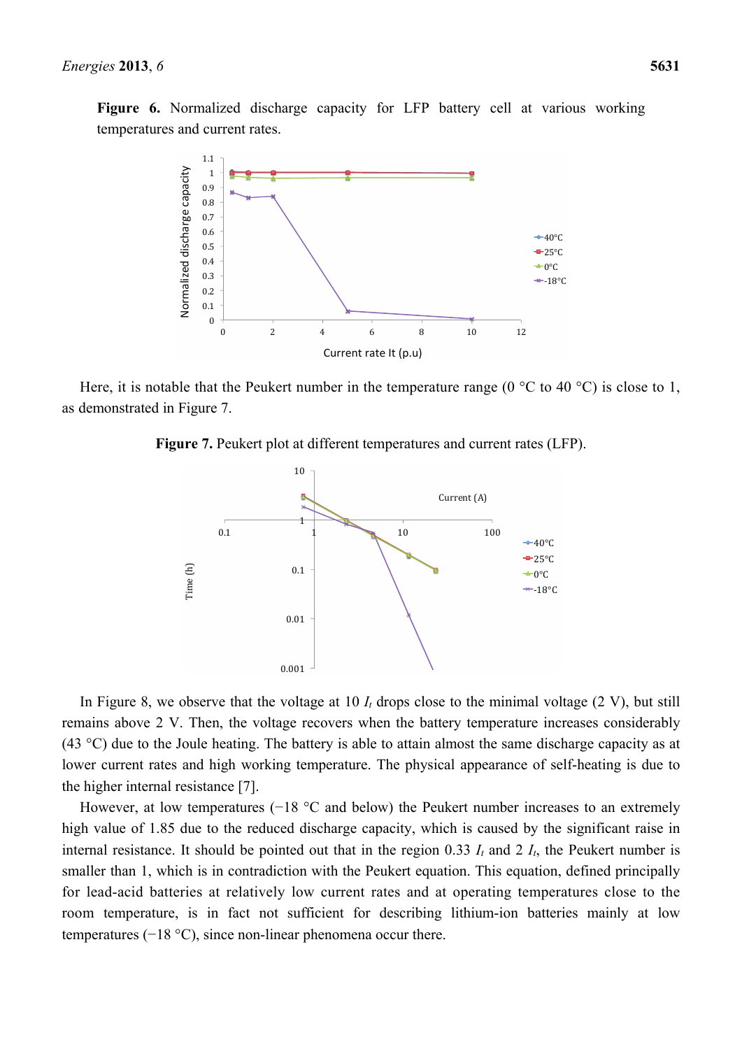**Figure 6.** Normalized discharge capacity for LFP battery cell at various working temperatures and current rates.

Here, it is notable that the Peukert number in the temperature range (0 °C to 40 °C) is close to 1, as demonstrated in Figure 7.

**Figure 7.** Peukert plot at different temperatures and current rates (LFP).

In Figure 8, we observe that the voltage at 10 $I_t$ drops close to the minimal voltage (2 V), but still remains above 2 V. Then, the voltage recovers when the battery temperature increases considerably (43 °C) due to the Joule heating. The battery is able to attain almost the same discharge capacity as at lower current rates and high working temperature. The physical appearance of self-heating is due to the higher internal resistance [7].

However, at low temperatures (−18 °C and below) the Peukert number increases to an extremely high value of 1.85 due to the reduced discharge capacity, which is caused by the significant raise in internal resistance. It should be pointed out that in the region 0.33 $I_t$ and 2 $I_t$, the Peukert number is smaller than 1, which is in contradiction with the Peukert equation. This equation, defined principally for lead-acid batteries at relatively low current rates and at operating temperatures close to the room temperature, is in fact not sufficient for describing lithium-ion batteries mainly at low temperatures (−18 °C), since non-linear phenomena occur there.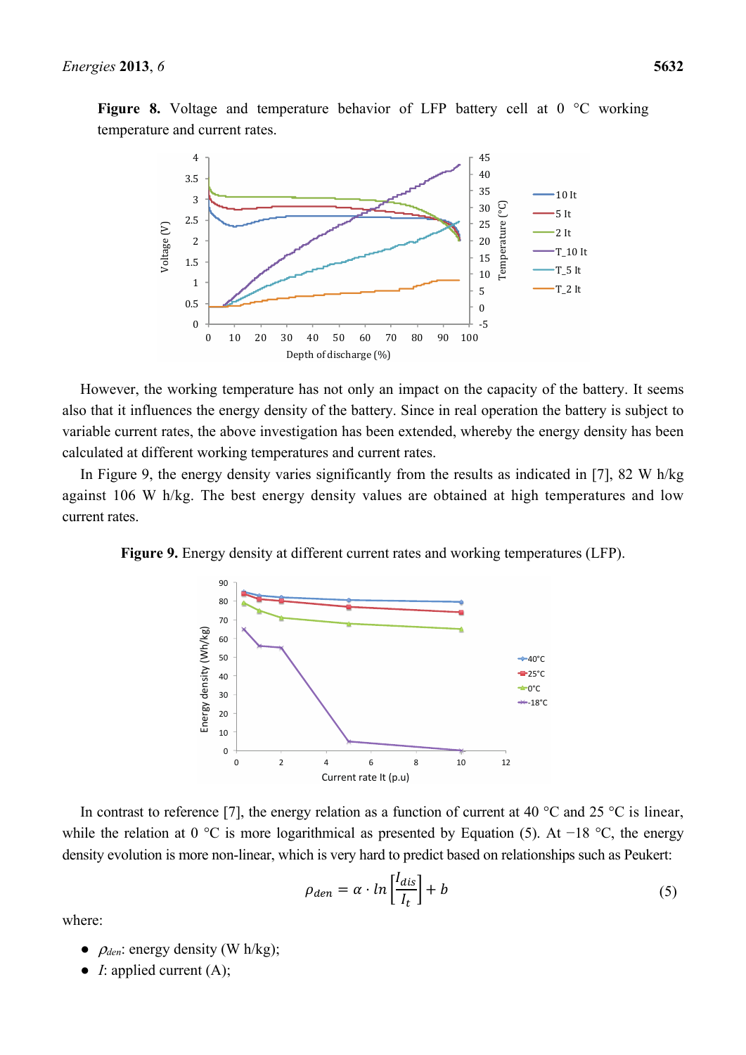**Figure 8.** Voltage and temperature behavior of LFP battery cell at 0 °C working temperature and current rates.

However, the working temperature has not only an impact on the capacity of the battery. It seems also that it influences the energy density of the battery. Since in real operation the battery is subject to variable current rates, the above investigation has been extended, whereby the energy density has been calculated at different working temperatures and current rates.

In Figure 9, the energy density varies significantly from the results as indicated in [7], 82 W h/kg against 106 W h/kg. The best energy density values are obtained at high temperatures and low current rates.

**Figure 9.** Energy density at different current rates and working temperatures (LFP).

In contrast to reference [7], the energy relation as a function of current at 40 °C and 25 °C is linear, while the relation at 0 °C is more logarithmical as presented by Equation (5). At −18 °C, the energy density evolution is more non-linear, which is very hard to predict based on relationships such as Peukert:

$$\rho_{den} = \alpha \cdot ln\left[\frac{I_{dis}}{I_t}\right] + b \tag{5}$$

where:

- $\rho_{den}$: energy density (W h/kg);
- $I$: applied current (A);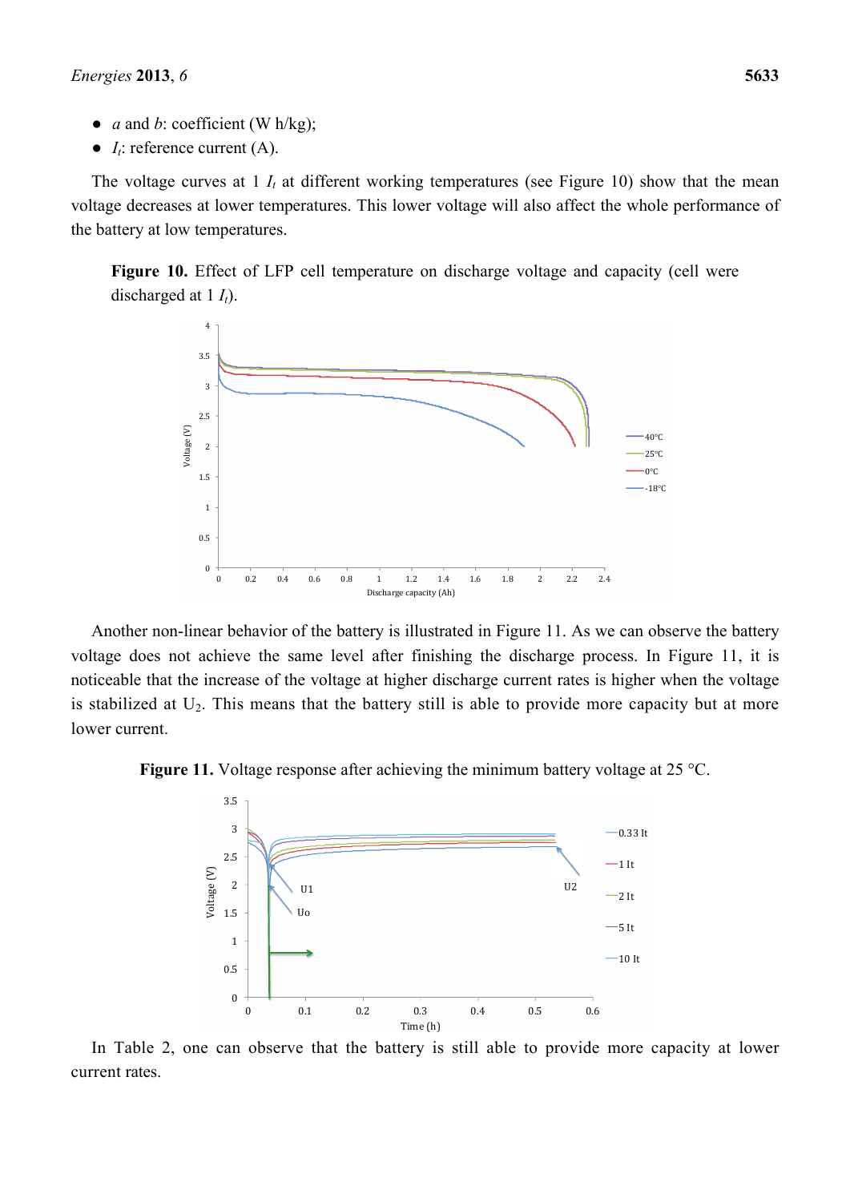- $a$ and $b$: coefficient (W h/kg);
- $I_t$: reference current (A).

The voltage curves at 1 $I_t$ at different working temperatures (see Figure 10) show that the mean voltage decreases at lower temperatures. This lower voltage will also affect the whole performance of the battery at low temperatures.

**Figure 10.** Effect of LFP cell temperature on discharge voltage and capacity (cell were discharged at 1 $I_t$).

Another non-linear behavior of the battery is illustrated in Figure 11. As we can observe the battery voltage does not achieve the same level after finishing the discharge process. In Figure 11, it is noticeable that the increase of the voltage at higher discharge current rates is higher when the voltage is stabilized at $U_2$. This means that the battery still is able to provide more capacity but at more lower current.

**Figure 11.** Voltage response after achieving the minimum battery voltage at 25 °C.

In Table 2, one can observe that the battery is still able to provide more capacity at lower current rates.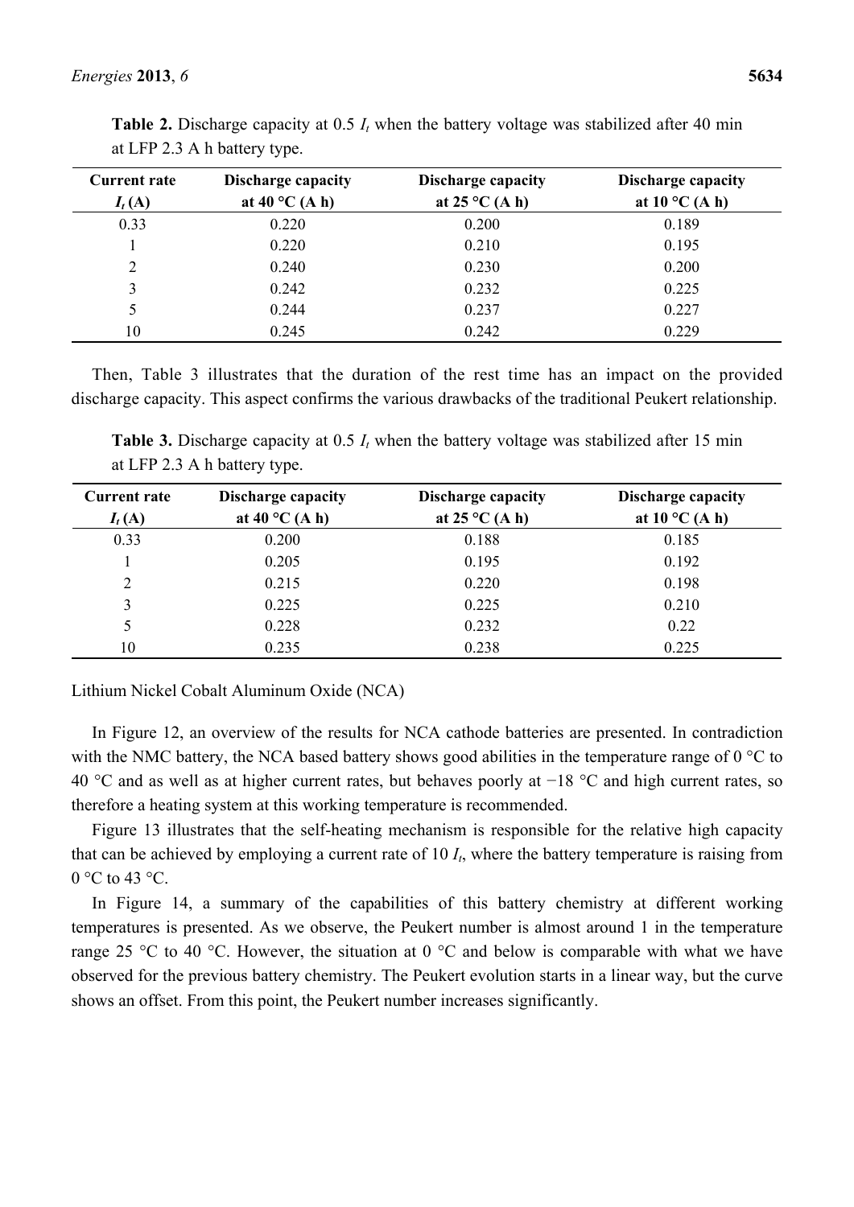**Table 2.** Discharge capacity at 0.5 $I_t$ when the battery voltage was stabilized after 40 min at LFP 2.3 A h battery type.

| Current rate $I_t$ (A) | Discharge capacity at 40 °C (A h) | Discharge capacity at 25 °C (A h) | Discharge capacity at 10 °C (A h) |
|---|---|---|---|
| 0.33 | 0.220 | 0.200 | 0.189 |
| 1 | 0.220 | 0.210 | 0.195 |
| 2 | 0.240 | 0.230 | 0.200 |
| 3 | 0.242 | 0.232 | 0.225 |
| 5 | 0.244 | 0.237 | 0.227 |
| 10 | 0.245 | 0.242 | 0.229 |

Then, Table 3 illustrates that the duration of the rest time has an impact on the provided discharge capacity. This aspect confirms the various drawbacks of the traditional Peukert relationship.

**Table 3.** Discharge capacity at 0.5 $I_t$ when the battery voltage was stabilized after 15 min at LFP 2.3 A h battery type.

| Current rate $I_t$ (A) | Discharge capacity at 40 °C (A h) | Discharge capacity at 25 °C (A h) | Discharge capacity at 10 °C (A h) |
|---|---|---|---|
| 0.33 | 0.200 | 0.188 | 0.185 |
| 1 | 0.205 | 0.195 | 0.192 |
| 2 | 0.215 | 0.220 | 0.198 |
| 3 | 0.225 | 0.225 | 0.210 |
| 5 | 0.228 | 0.232 | 0.22 |
| 10 | 0.235 | 0.238 | 0.225 |

Lithium Nickel Cobalt Aluminum Oxide (NCA)

In Figure 12, an overview of the results for NCA cathode batteries are presented. In contradiction with the NMC battery, the NCA based battery shows good abilities in the temperature range of 0 °C to 40 °C and as well as at higher current rates, but behaves poorly at −18 °C and high current rates, so therefore a heating system at this working temperature is recommended.

Figure 13 illustrates that the self-heating mechanism is responsible for the relative high capacity that can be achieved by employing a current rate of 10 $I_t$, where the battery temperature is raising from 0 °C to 43 °C.

In Figure 14, a summary of the capabilities of this battery chemistry at different working temperatures is presented. As we observe, the Peukert number is almost around 1 in the temperature range 25 °C to 40 °C. However, the situation at 0 °C and below is comparable with what we have observed for the previous battery chemistry. The Peukert evolution starts in a linear way, but the curve shows an offset. From this point, the Peukert number increases significantly.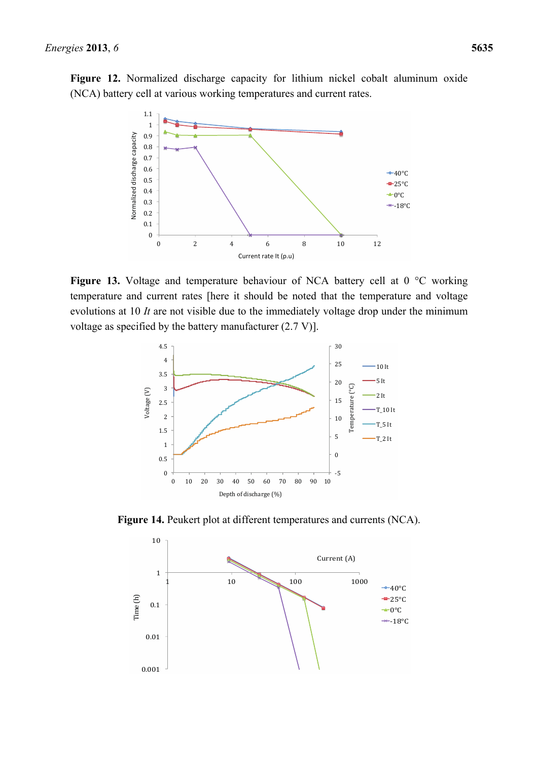**Figure 12.** Normalized discharge capacity for lithium nickel cobalt aluminum oxide (NCA) battery cell at various working temperatures and current rates.

**Figure 13.** Voltage and temperature behaviour of NCA battery cell at 0 °C working temperature and current rates [here it should be noted that the temperature and voltage evolutions at 10 *It* are not visible due to the immediately voltage drop under the minimum voltage as specified by the battery manufacturer (2.7 V)].

**Figure 14.** Peukert plot at different temperatures and currents (NCA).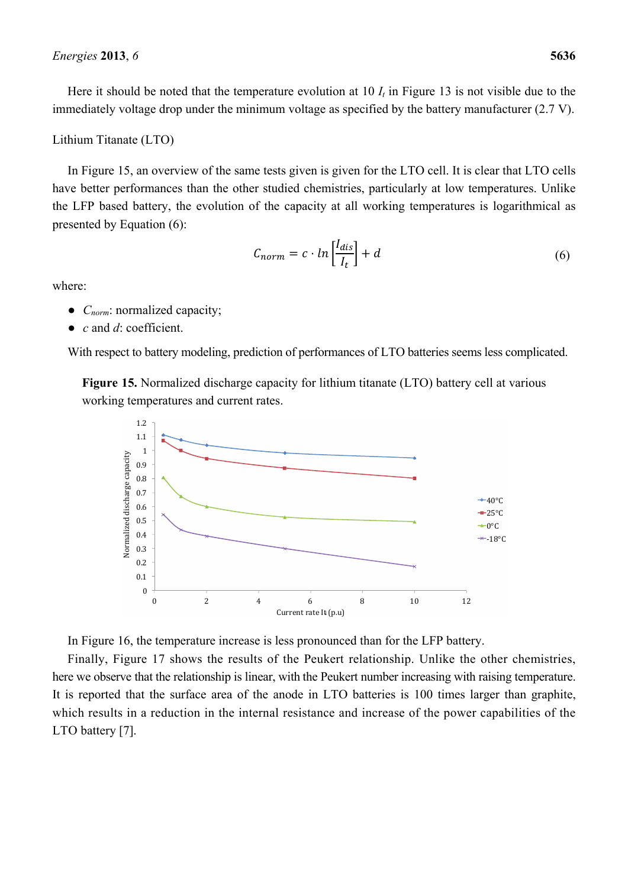Here it should be noted that the temperature evolution at 10 $I_t$ in Figure 13 is not visible due to the immediately voltage drop under the minimum voltage as specified by the battery manufacturer (2.7 V).

Lithium Titanate (LTO)

In Figure 15, an overview of the same tests given is given for the LTO cell. It is clear that LTO cells have better performances than the other studied chemistries, particularly at low temperatures. Unlike the LFP based battery, the evolution of the capacity at all working temperatures is logarithmical as presented by Equation (6):

$$C_{norm} = c \cdot ln\left[\frac{I_{dis}}{I_t}\right] + d \tag{6}$$

where:

- $C_{norm}$: normalized capacity;
- $c$ and $d$: coefficient.

With respect to battery modeling, prediction of performances of LTO batteries seems less complicated.

**Figure 15.** Normalized discharge capacity for lithium titanate (LTO) battery cell at various working temperatures and current rates.

In Figure 16, the temperature increase is less pronounced than for the LFP battery.

Finally, Figure 17 shows the results of the Peukert relationship. Unlike the other chemistries, here we observe that the relationship is linear, with the Peukert number increasing with raising temperature. It is reported that the surface area of the anode in LTO batteries is 100 times larger than graphite, which results in a reduction in the internal resistance and increase of the power capabilities of the LTO battery [7].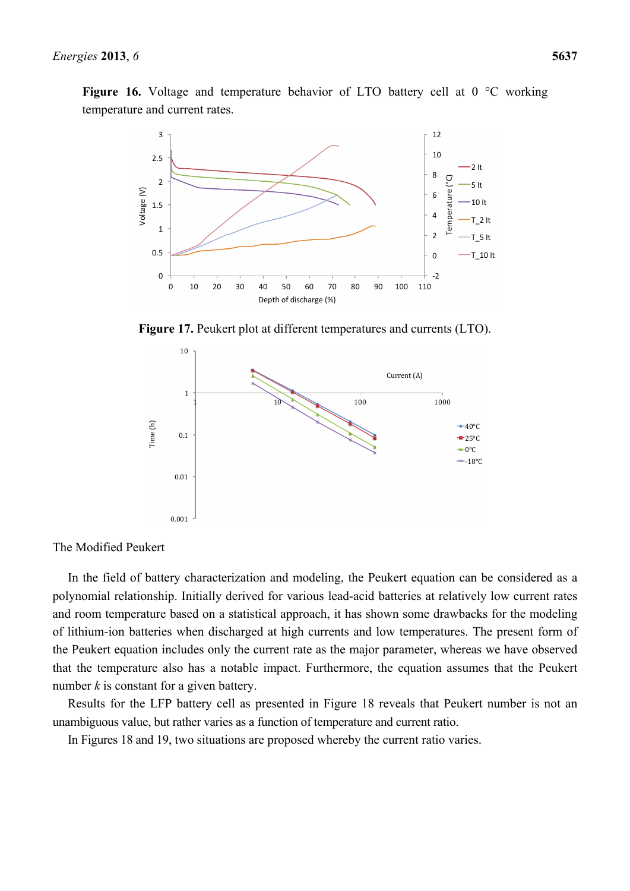**Figure 16.** Voltage and temperature behavior of LTO battery cell at 0 °C working temperature and current rates.

**Figure 17.** Peukert plot at different temperatures and currents (LTO).

The Modified Peukert

In the field of battery characterization and modeling, the Peukert equation can be considered as a polynomial relationship. Initially derived for various lead-acid batteries at relatively low current rates and room temperature based on a statistical approach, it has shown some drawbacks for the modeling of lithium-ion batteries when discharged at high currents and low temperatures. The present form of the Peukert equation includes only the current rate as the major parameter, whereas we have observed that the temperature also has a notable impact. Furthermore, the equation assumes that the Peukert number $k$ is constant for a given battery.

Results for the LFP battery cell as presented in Figure 18 reveals that Peukert number is not an unambiguous value, but rather varies as a function of temperature and current ratio.

In Figures 18 and 19, two situations are proposed whereby the current ratio varies.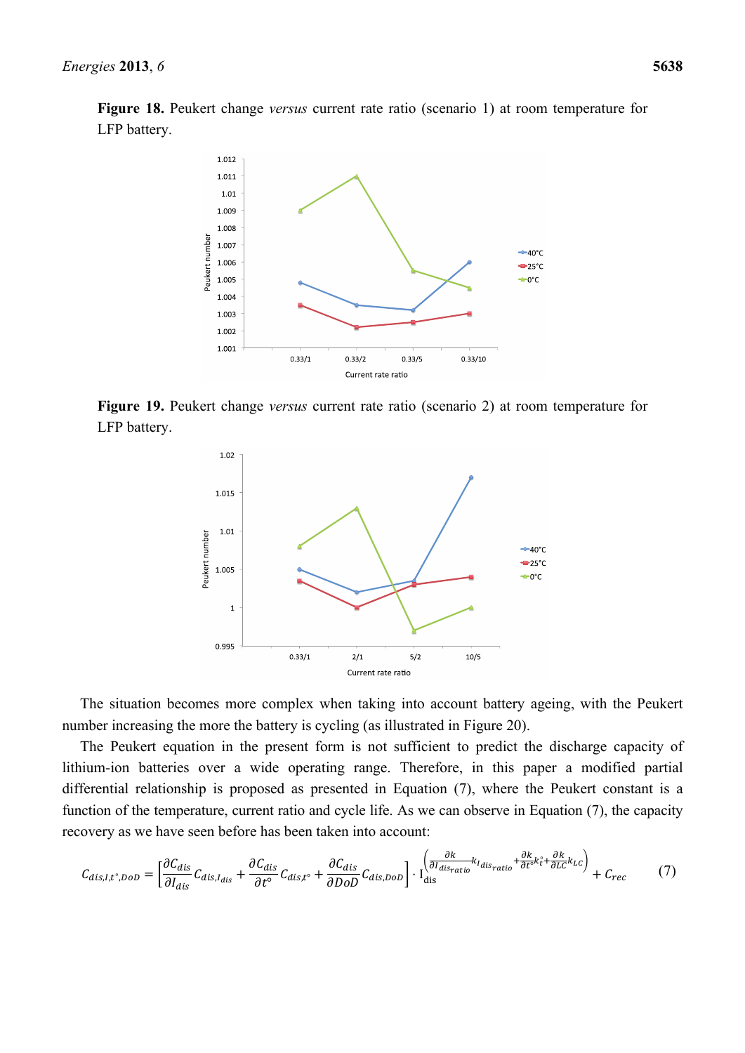**Figure 18.** Peukert change *versus* current rate ratio (scenario 1) at room temperature for LFP battery.

**Figure 19.** Peukert change *versus* current rate ratio (scenario 2) at room temperature for LFP battery.

The situation becomes more complex when taking into account battery ageing, with the Peukert number increasing the more the battery is cycling (as illustrated in Figure 20).

The Peukert equation in the present form is not sufficient to predict the discharge capacity of lithium-ion batteries over a wide operating range. Therefore, in this paper a modified partial differential relationship is proposed as presented in Equation (7), where the Peukert constant is a function of the temperature, current ratio and cycle life. As we can observe in Equation (7), the capacity recovery as we have seen before has been taken into account:

$$C_{dis,I,t^{\circ},DoD} = \left[\frac{\partial C_{dis}}{\partial I_{dis}} C_{dis,I_{dis}} + \frac{\partial C_{dis}}{\partial t^{\circ}} C_{dis,t^{\circ}} + \frac{\partial C_{dis}}{\partial DoD} C_{dis,DoD}\right] \cdot \mathrm{I}_{\mathrm{dis}}^{\left(\frac{\partial k}{\partial I_{dis_{ratio}}} k_{I_{dis_{ratio}}} + \frac{\partial k}{\partial t^{\circ}} k_{t^{\circ}} + \frac{\partial k}{\partial LC} k_{LC}\right)} + C_{rec} \quad (7)$$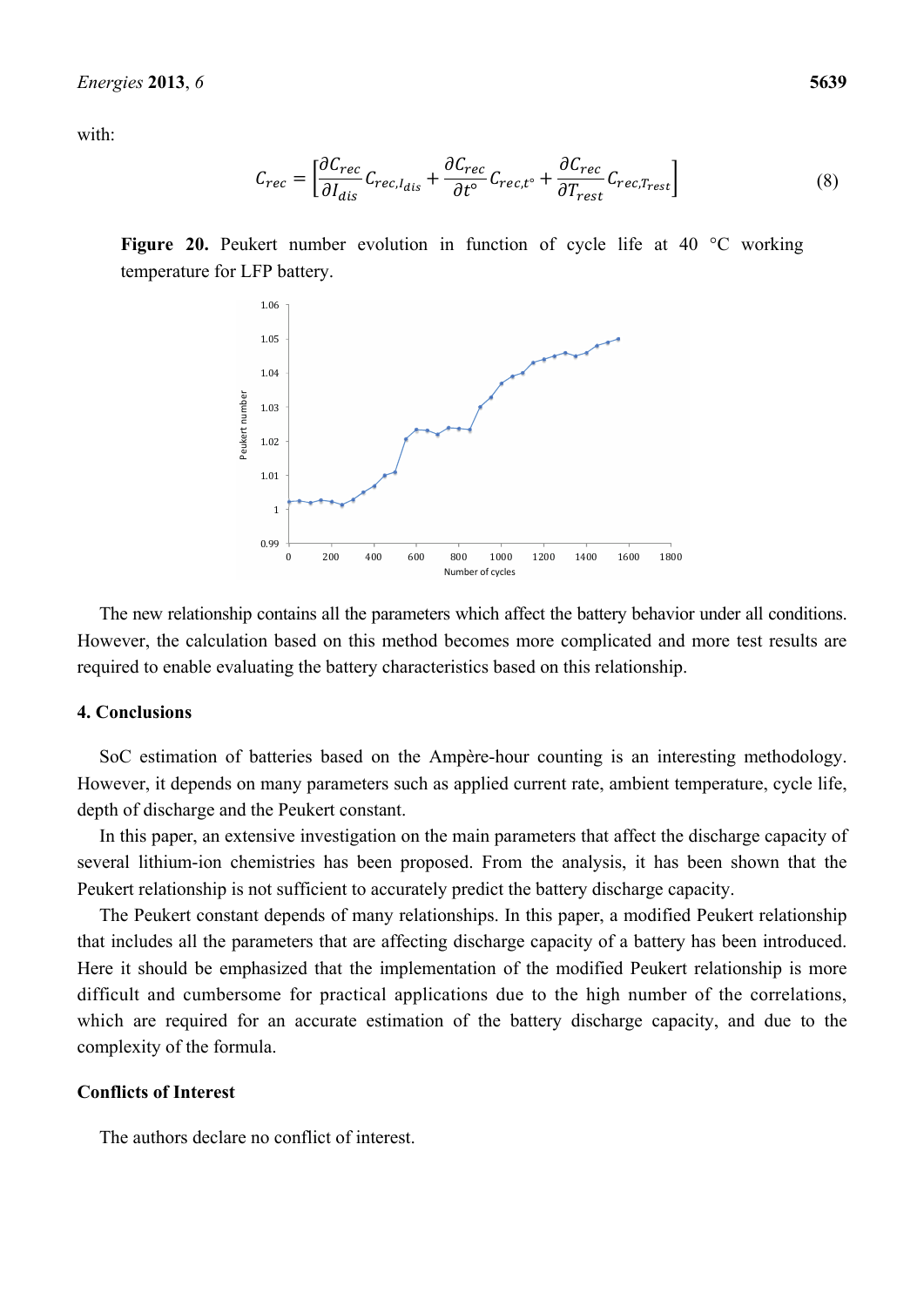with:

$$C_{rec} = \left[\frac{\partial C_{rec}}{\partial I_{dis}} C_{rec,I_{dis}} + \frac{\partial C_{rec}}{\partial t^{\circ}} C_{rec,t^{\circ}} + \frac{\partial C_{rec}}{\partial T_{rest}} C_{rec,T_{rest}}\right] \tag{8}$$

**Figure 20.** Peukert number evolution in function of cycle life at 40 °C working temperature for LFP battery.

The new relationship contains all the parameters which affect the battery behavior under all conditions. However, the calculation based on this method becomes more complicated and more test results are required to enable evaluating the battery characteristics based on this relationship.

## 4. Conclusions

SoC estimation of batteries based on the Ampère-hour counting is an interesting methodology. However, it depends on many parameters such as applied current rate, ambient temperature, cycle life, depth of discharge and the Peukert constant.

In this paper, an extensive investigation on the main parameters that affect the discharge capacity of several lithium-ion chemistries has been proposed. From the analysis, it has been shown that the Peukert relationship is not sufficient to accurately predict the battery discharge capacity.

The Peukert constant depends of many relationships. In this paper, a modified Peukert relationship that includes all the parameters that are affecting discharge capacity of a battery has been introduced. Here it should be emphasized that the implementation of the modified Peukert relationship is more difficult and cumbersome for practical applications due to the high number of the correlations, which are required for an accurate estimation of the battery discharge capacity, and due to the complexity of the formula.

## Conflicts of Interest

The authors declare no conflict of interest.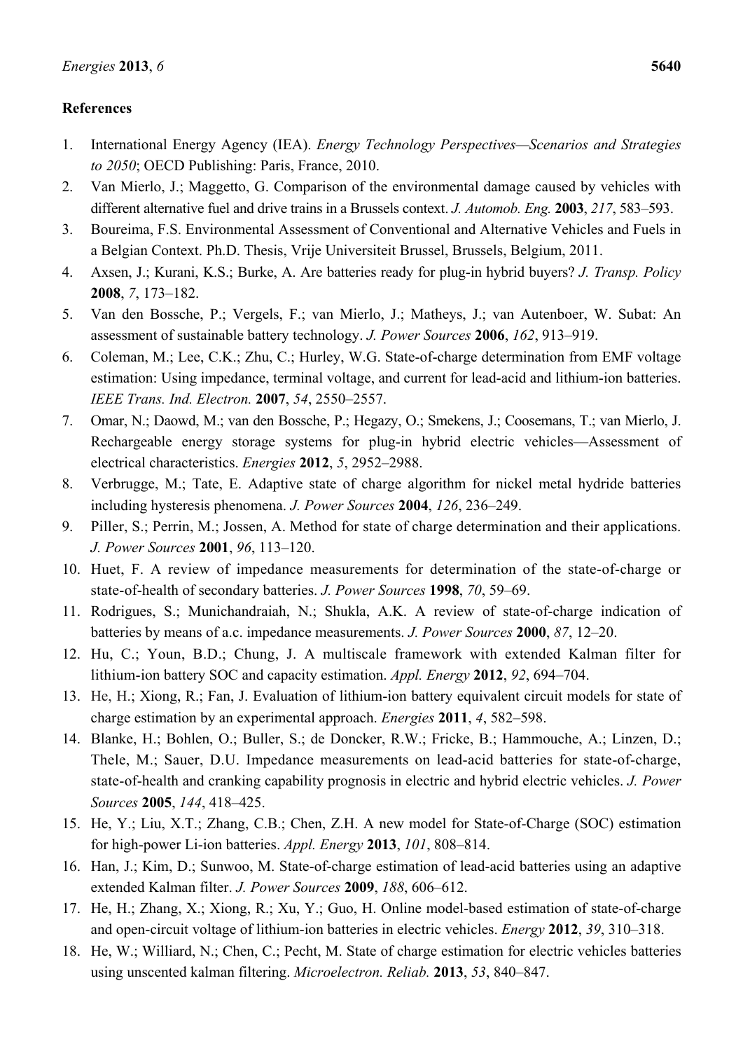## References

1. International Energy Agency (IEA). *Energy Technology Perspectives—Scenarios and Strategies to 2050*; OECD Publishing: Paris, France, 2010.
2. Van Mierlo, J.; Maggetto, G. Comparison of the environmental damage caused by vehicles with different alternative fuel and drive trains in a Brussels context. *J. Automob. Eng.* **2003**, *217*, 583–593.
3. Boureima, F.S. Environmental Assessment of Conventional and Alternative Vehicles and Fuels in a Belgian Context. Ph.D. Thesis, Vrije Universiteit Brussel, Brussels, Belgium, 2011.
4. Axsen, J.; Kurani, K.S.; Burke, A. Are batteries ready for plug-in hybrid buyers? *J. Transp. Policy* **2008**, *7*, 173–182.
5. Van den Bossche, P.; Vergels, F.; van Mierlo, J.; Matheys, J.; van Autenboer, W. Subat: An assessment of sustainable battery technology. *J. Power Sources* **2006**, *162*, 913–919.
6. Coleman, M.; Lee, C.K.; Zhu, C.; Hurley, W.G. State-of-charge determination from EMF voltage estimation: Using impedance, terminal voltage, and current for lead-acid and lithium-ion batteries. *IEEE Trans. Ind. Electron.* **2007**, *54*, 2550–2557.
7. Omar, N.; Daowd, M.; van den Bossche, P.; Hegazy, O.; Smekens, J.; Coosemans, T.; van Mierlo, J. Rechargeable energy storage systems for plug-in hybrid electric vehicles—Assessment of electrical characteristics. *Energies* **2012**, *5*, 2952–2988.
8. Verbrugge, M.; Tate, E. Adaptive state of charge algorithm for nickel metal hydride batteries including hysteresis phenomena. *J. Power Sources* **2004**, *126*, 236–249.
9. Piller, S.; Perrin, M.; Jossen, A. Method for state of charge determination and their applications. *J. Power Sources* **2001**, *96*, 113–120.
10. Huet, F. A review of impedance measurements for determination of the state-of-charge or state-of-health of secondary batteries. *J. Power Sources* **1998**, *70*, 59–69.
11. Rodrigues, S.; Munichandraiah, N.; Shukla, A.K. A review of state-of-charge indication of batteries by means of a.c. impedance measurements. *J. Power Sources* **2000**, *87*, 12–20.
12. Hu, C.; Youn, B.D.; Chung, J. A multiscale framework with extended Kalman filter for lithium-ion battery SOC and capacity estimation. *Appl. Energy* **2012**, *92*, 694–704.
13. He, H.; Xiong, R.; Fan, J. Evaluation of lithium-ion battery equivalent circuit models for state of charge estimation by an experimental approach. *Energies* **2011**, *4*, 582–598.
14. Blanke, H.; Bohlen, O.; Buller, S.; de Doncker, R.W.; Fricke, B.; Hammouche, A.; Linzen, D.; Thele, M.; Sauer, D.U. Impedance measurements on lead-acid batteries for state-of-charge, state-of-health and cranking capability prognosis in electric and hybrid electric vehicles. *J. Power Sources* **2005**, *144*, 418–425.
15. He, Y.; Liu, X.T.; Zhang, C.B.; Chen, Z.H. A new model for State-of-Charge (SOC) estimation for high-power Li-ion batteries. *Appl. Energy* **2013**, *101*, 808–814.
16. Han, J.; Kim, D.; Sunwoo, M. State-of-charge estimation of lead-acid batteries using an adaptive extended Kalman filter. *J. Power Sources* **2009**, *188*, 606–612.
17. He, H.; Zhang, X.; Xiong, R.; Xu, Y.; Guo, H. Online model-based estimation of state-of-charge and open-circuit voltage of lithium-ion batteries in electric vehicles. *Energy* **2012**, *39*, 310–318.
18. He, W.; Williard, N.; Chen, C.; Pecht, M. State of charge estimation for electric vehicles batteries using unscented kalman filtering. *Microelectron. Reliab.* **2013**, *53*, 840–847.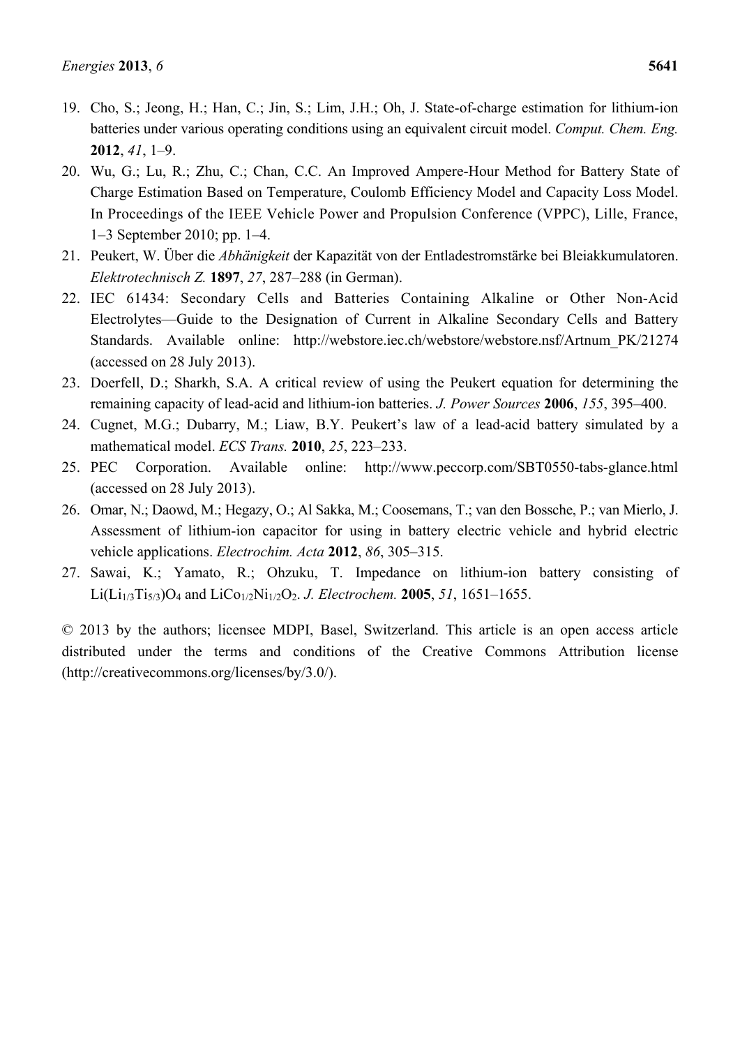19. Cho, S.; Jeong, H.; Han, C.; Jin, S.; Lim, J.H.; Oh, J. State-of-charge estimation for lithium-ion batteries under various operating conditions using an equivalent circuit model. *Comput. Chem. Eng.* **2012**, *41*, 1–9.
20. Wu, G.; Lu, R.; Zhu, C.; Chan, C.C. An Improved Ampere-Hour Method for Battery State of Charge Estimation Based on Temperature, Coulomb Efficiency Model and Capacity Loss Model. In Proceedings of the IEEE Vehicle Power and Propulsion Conference (VPPC), Lille, France, 1–3 September 2010; pp. 1–4.
21. Peukert, W. Über die *Abhänigkeit* der Kapazität von der Entladestromstärke bei Bleiakkumulatoren. *Elektrotechnisch Z.* **1897**, *27*, 287–288 (in German).
22. IEC 61434: Secondary Cells and Batteries Containing Alkaline or Other Non-Acid Electrolytes—Guide to the Designation of Current in Alkaline Secondary Cells and Battery Standards. Available online: http://webstore.iec.ch/webstore/webstore.nsf/Artnum_PK/21274 (accessed on 28 July 2013).
23. Doerfell, D.; Sharkh, S.A. A critical review of using the Peukert equation for determining the remaining capacity of lead-acid and lithium-ion batteries. *J. Power Sources* **2006**, *155*, 395–400.
24. Cugnet, M.G.; Dubarry, M.; Liaw, B.Y. Peukert's law of a lead-acid battery simulated by a mathematical model. *ECS Trans.* **2010**, *25*, 223–233.
25. PEC Corporation. Available online: http://www.peccorp.com/SBT0550-tabs-glance.html (accessed on 28 July 2013).
26. Omar, N.; Daowd, M.; Hegazy, O.; Al Sakka, M.; Coosemans, T.; van den Bossche, P.; van Mierlo, J. Assessment of lithium-ion capacitor for using in battery electric vehicle and hybrid electric vehicle applications. *Electrochim. Acta* **2012**, *86*, 305–315.
27. Sawai, K.; Yamato, R.; Ohzuku, T. Impedance on lithium-ion battery consisting of $Li(Li_{1/3}Ti_{5/3})O_4$ and $LiCo_{1/2}Ni_{1/2}O_2$. *J. Electrochem.* **2005**, *51*, 1651–1655.

© 2013 by the authors; licensee MDPI, Basel, Switzerland. This article is an open access article distributed under the terms and conditions of the Creative Commons Attribution license (http://creativecommons.org/licenses/by/3.0/).